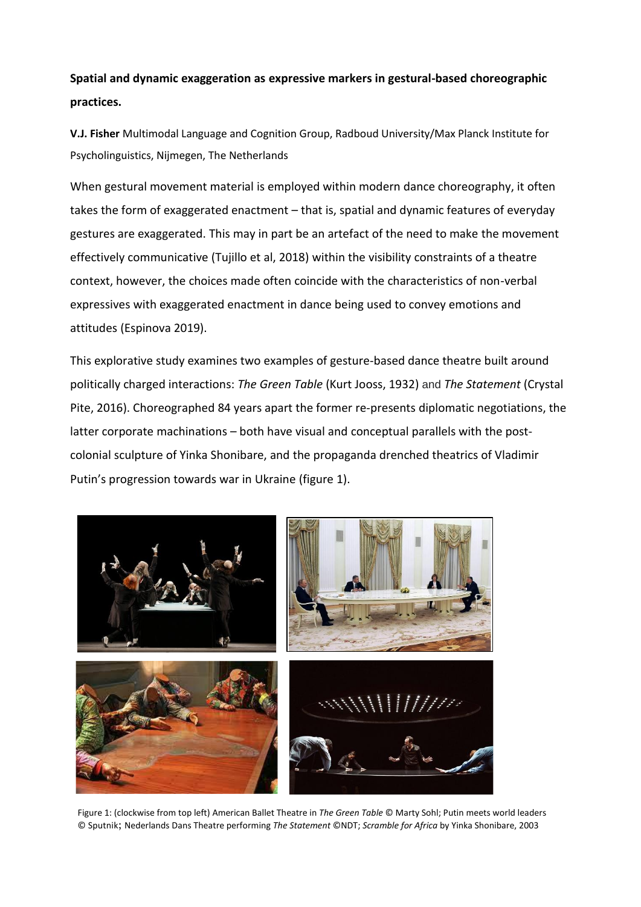**Spatial and dynamic exaggeration as expressive markers in gestural-based choreographic practices.**

**V.J. Fisher** Multimodal Language and Cognition Group, Radboud University/Max Planck Institute for Psycholinguistics, Nijmegen, The Netherlands

When gestural movement material is employed within modern dance choreography, it often takes the form of exaggerated enactment – that is, spatial and dynamic features of everyday gestures are exaggerated. This may in part be an artefact of the need to make the movement effectively communicative (Tujillo et al, 2018) within the visibility constraints of a theatre context, however, the choices made often coincide with the characteristics of non-verbal expressives with exaggerated enactment in dance being used to convey emotions and attitudes (Espinova 2019).

This explorative study examines two examples of gesture-based dance theatre built around politically charged interactions: *The Green Table* (Kurt Jooss, 1932) and *The Statement* (Crystal Pite, 2016). Choreographed 84 years apart the former re-presents diplomatic negotiations, the latter corporate machinations – both have visual and conceptual parallels with the post-colonial sculpture of Yinka Shonibare, and the propaganda drenched theatrics of Vladimir Putin's progression towards war in Ukraine (figure 1).

Figure 1: (clockwise from top left) American Ballet Theatre in *The Green Table* © Marty Sohl; Putin meets world leaders © Sputnik; Nederlands Dans Theatre performing *The Statement* ©NDT; *Scramble for Africa* by Yinka Shonibare, 2003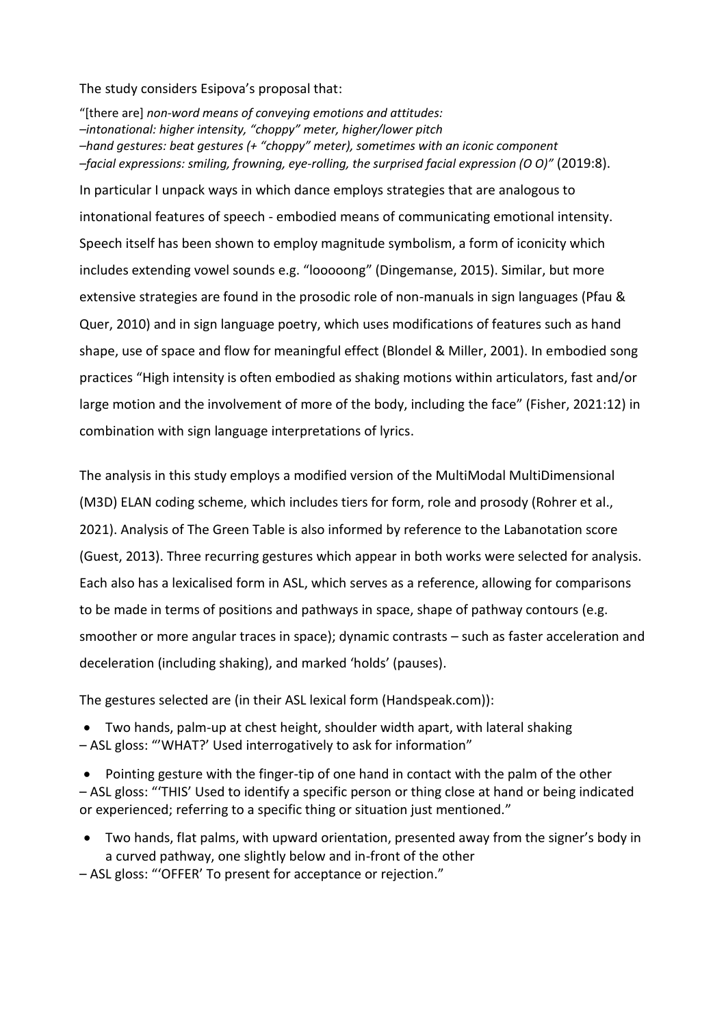The study considers Esipova's proposal that:

"[there are] *non-word means of conveying emotions and attitudes:*
*–intonational: higher intensity, "choppy" meter, higher/lower pitch*
*–hand gestures: beat gestures (+ "choppy" meter), sometimes with an iconic component*
*–facial expressions: smiling, frowning, eye-rolling, the surprised facial expression (O O)"* (2019:8).

In particular I unpack ways in which dance employs strategies that are analogous to intonational features of speech - embodied means of communicating emotional intensity. Speech itself has been shown to employ magnitude symbolism, a form of iconicity which includes extending vowel sounds e.g. "looooong" (Dingemanse, 2015). Similar, but more extensive strategies are found in the prosodic role of non-manuals in sign languages (Pfau & Quer, 2010) and in sign language poetry, which uses modifications of features such as hand shape, use of space and flow for meaningful effect (Blondel & Miller, 2001). In embodied song practices "High intensity is often embodied as shaking motions within articulators, fast and/or large motion and the involvement of more of the body, including the face" (Fisher, 2021:12) in combination with sign language interpretations of lyrics.

The analysis in this study employs a modified version of the MultiModal MultiDimensional (M3D) ELAN coding scheme, which includes tiers for form, role and prosody (Rohrer et al., 2021). Analysis of The Green Table is also informed by reference to the Labanotation score (Guest, 2013). Three recurring gestures which appear in both works were selected for analysis. Each also has a lexicalised form in ASL, which serves as a reference, allowing for comparisons to be made in terms of positions and pathways in space, shape of pathway contours (e.g. smoother or more angular traces in space); dynamic contrasts – such as faster acceleration and deceleration (including shaking), and marked 'holds' (pauses).

The gestures selected are (in their ASL lexical form (Handspeak.com)):

- Two hands, palm-up at chest height, shoulder width apart, with lateral shaking

– ASL gloss: "'WHAT?' Used interrogatively to ask for information"

- Pointing gesture with the finger-tip of one hand in contact with the palm of the other

– ASL gloss: "'THIS' Used to identify a specific person or thing close at hand or being indicated or experienced; referring to a specific thing or situation just mentioned."

- Two hands, flat palms, with upward orientation, presented away from the signer's body in a curved pathway, one slightly below and in-front of the other

– ASL gloss: "'OFFER' To present for acceptance or rejection."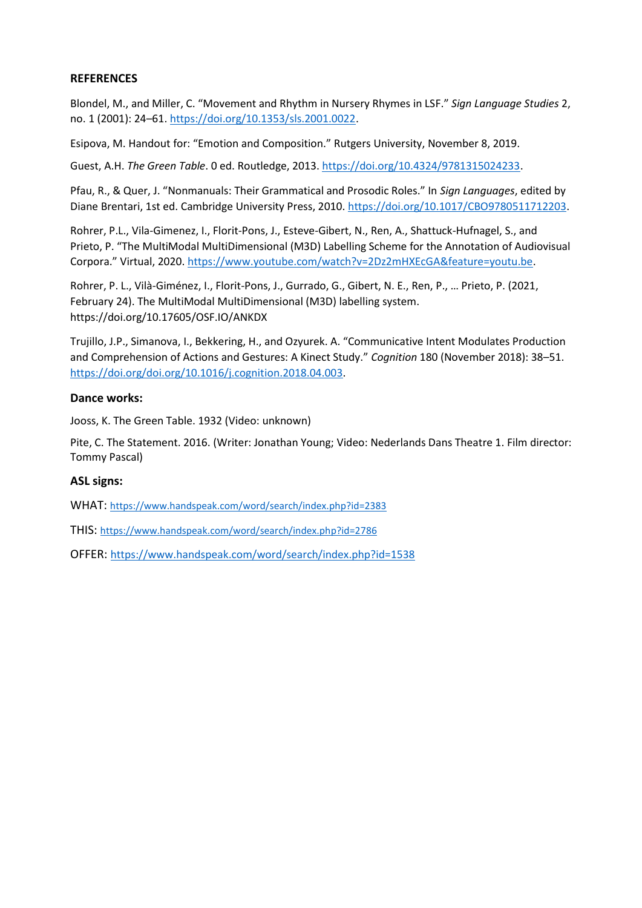**REFERENCES**

Blondel, M., and Miller, C. "Movement and Rhythm in Nursery Rhymes in LSF." *Sign Language Studies* 2, no. 1 (2001): 24–61. https://doi.org/10.1353/sls.2001.0022.

Esipova, M. Handout for: "Emotion and Composition." Rutgers University, November 8, 2019.

Guest, A.H. *The Green Table*. 0 ed. Routledge, 2013. https://doi.org/10.4324/9781315024233.

Pfau, R., & Quer, J. "Nonmanuals: Their Grammatical and Prosodic Roles." In *Sign Languages*, edited by Diane Brentari, 1st ed. Cambridge University Press, 2010. https://doi.org/10.1017/CBO9780511712203.

Rohrer, P.L., Vila-Gimenez, I., Florit-Pons, J., Esteve-Gibert, N., Ren, A., Shattuck-Hufnagel, S., and Prieto, P. "The MultiModal MultiDimensional (M3D) Labelling Scheme for the Annotation of Audiovisual Corpora." Virtual, 2020. https://www.youtube.com/watch?v=2Dz2mHXEcGA&feature=youtu.be.

Rohrer, P. L., Vilà-Giménez, I., Florit-Pons, J., Gurrado, G., Gibert, N. E., Ren, P., … Prieto, P. (2021, February 24). The MultiModal MultiDimensional (M3D) labelling system. https://doi.org/10.17605/OSF.IO/ANKDX

Trujillo, J.P., Simanova, I., Bekkering, H., and Ozyurek. A. "Communicative Intent Modulates Production and Comprehension of Actions and Gestures: A Kinect Study." *Cognition* 180 (November 2018): 38–51. https://doi.org/doi.org/10.1016/j.cognition.2018.04.003.

**Dance works:**

Jooss, K. The Green Table. 1932 (Video: unknown)

Pite, C. The Statement. 2016. (Writer: Jonathan Young; Video: Nederlands Dans Theatre 1. Film director: Tommy Pascal)

**ASL signs:**

WHAT: https://www.handspeak.com/word/search/index.php?id=2383

THIS: https://www.handspeak.com/word/search/index.php?id=2786

OFFER: https://www.handspeak.com/word/search/index.php?id=1538